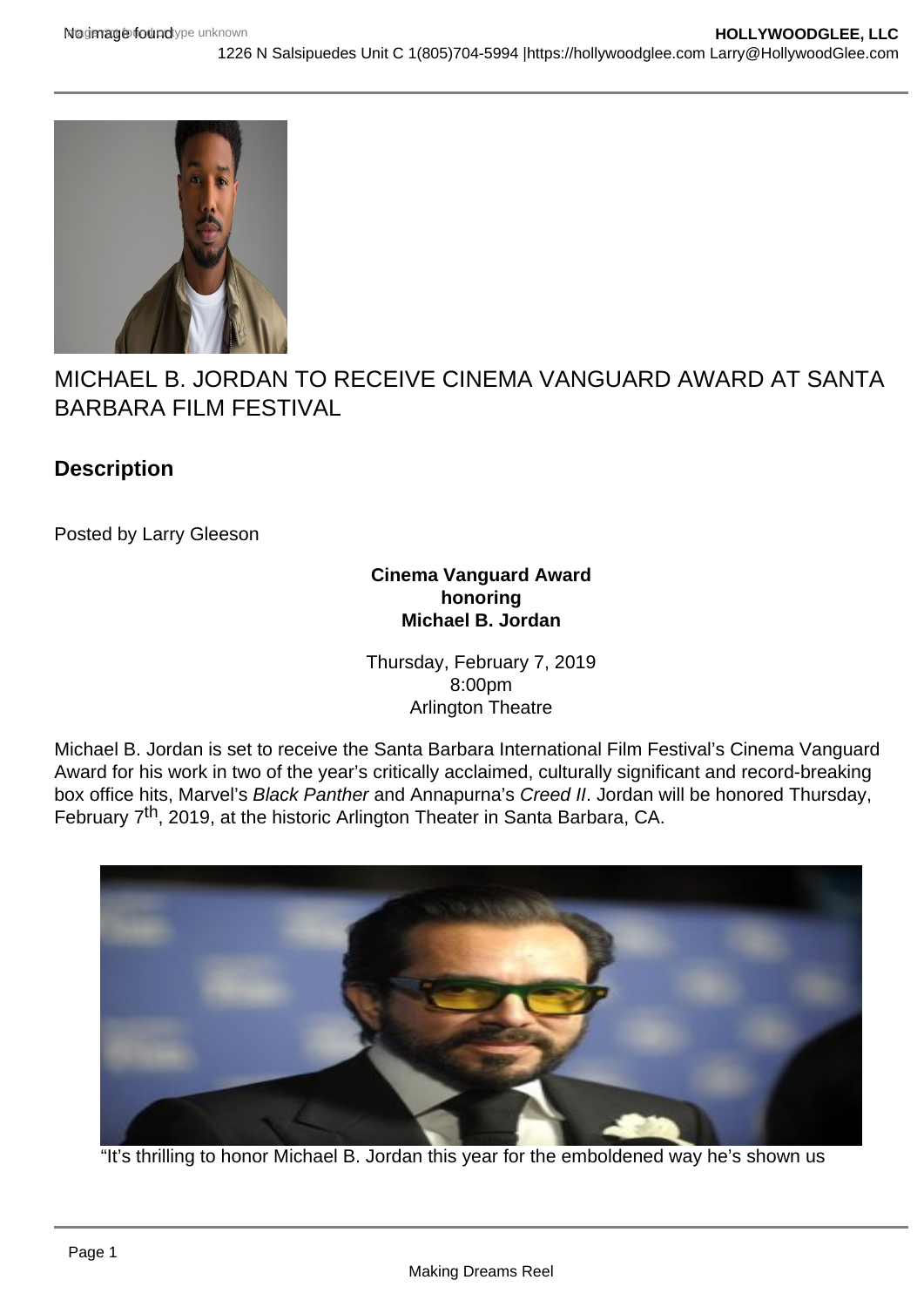# MICHAEL B. JORDAN TO RECEIVE CINEMA VANGUARD AWARD AT SANTA BARBARA FILM FESTIVAL

## Description

Posted by Larry Gleeson

**Cinema Vanguard Award**
**honoring**
**Michael B. Jordan**

Thursday, February 7, 2019
8:00pm
Arlington Theatre

Michael B. Jordan is set to receive the Santa Barbara International Film Festival's Cinema Vanguard Award for his work in two of the year's critically acclaimed, culturally significant and record-breaking box office hits, Marvel's *Black Panther* and Annapurna's *Creed II*. Jordan will be honored Thursday, February 7th, 2019, at the historic Arlington Theater in Santa Barbara, CA.

"It's thrilling to honor Michael B. Jordan this year for the emboldened way he's shown us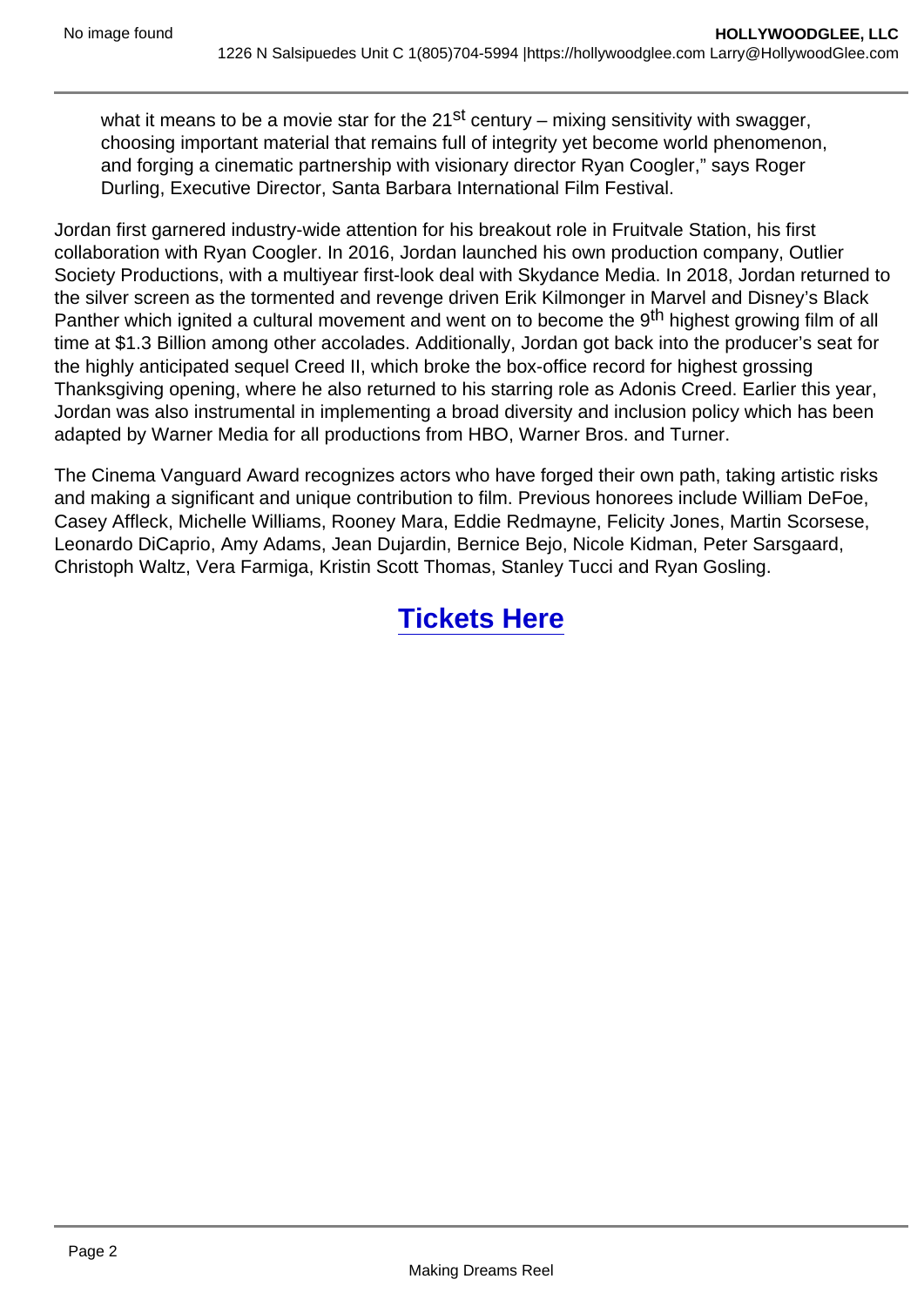what it means to be a movie star for the 21st century – mixing sensitivity with swagger, choosing important material that remains full of integrity yet become world phenomenon, and forging a cinematic partnership with visionary director Ryan Coogler," says Roger Durling, Executive Director, Santa Barbara International Film Festival.

Jordan first garnered industry-wide attention for his breakout role in Fruitvale Station, his first collaboration with Ryan Coogler. In 2016, Jordan launched his own production company, Outlier Society Productions, with a multiyear first-look deal with Skydance Media. In 2018, Jordan returned to the silver screen as the tormented and revenge driven Erik Kilmonger in Marvel and Disney's Black Panther which ignited a cultural movement and went on to become the 9th highest growing film of all time at $1.3 Billion among other accolades. Additionally, Jordan got back into the producer's seat for the highly anticipated sequel Creed II, which broke the box-office record for highest grossing Thanksgiving opening, where he also returned to his starring role as Adonis Creed. Earlier this year, Jordan was also instrumental in implementing a broad diversity and inclusion policy which has been adapted by Warner Media for all productions from HBO, Warner Bros. and Turner.

The Cinema Vanguard Award recognizes actors who have forged their own path, taking artistic risks and making a significant and unique contribution to film. Previous honorees include William DeFoe, Casey Affleck, Michelle Williams, Rooney Mara, Eddie Redmayne, Felicity Jones, Martin Scorsese, Leonardo DiCaprio, Amy Adams, Jean Dujardin, Bernice Bejo, Nicole Kidman, Peter Sarsgaard, Christoph Waltz, Vera Farmiga, Kristin Scott Thomas, Stanley Tucci and Ryan Gosling.

**Tickets Here**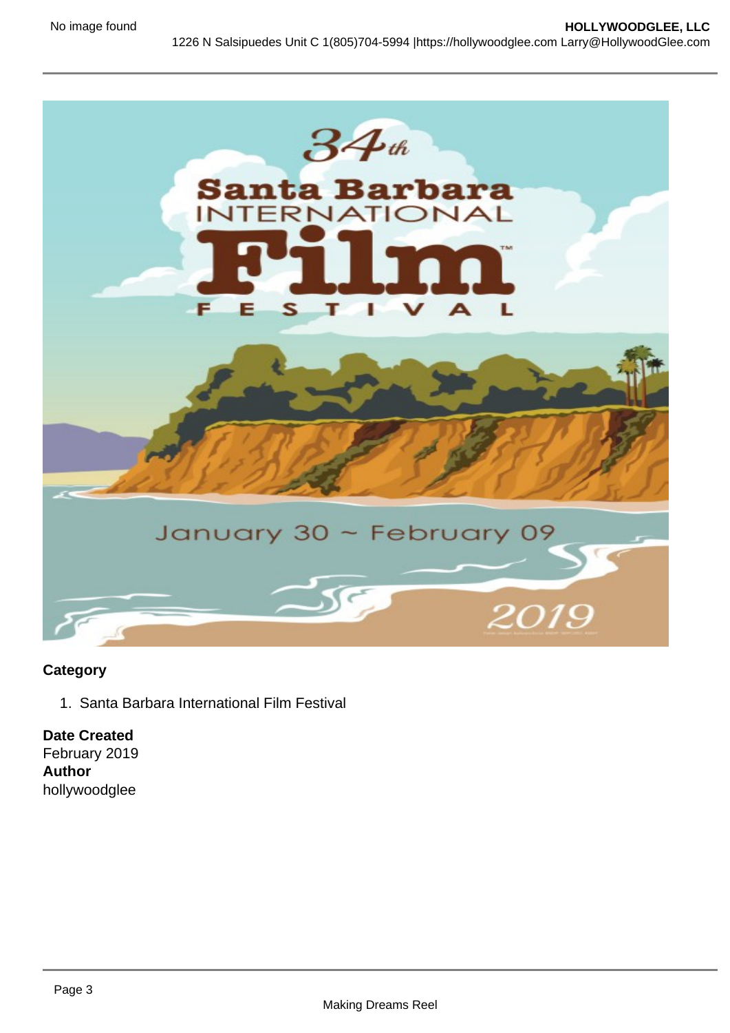**Category**

1. Santa Barbara International Film Festival

**Date Created**
February 2019
**Author**
hollywoodglee